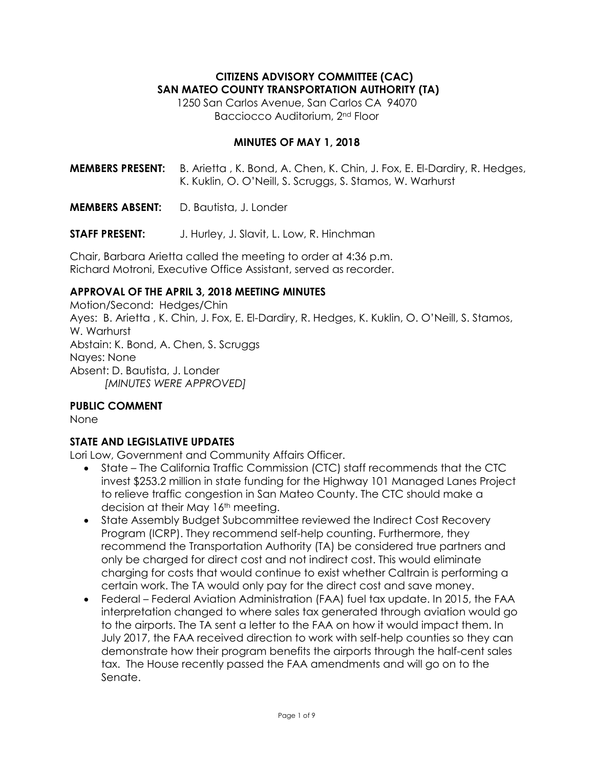# CITIZENS ADVISORY COMMITTEE (CAC)
# SAN MATEO COUNTY TRANSPORTATION AUTHORITY (TA)

1250 San Carlos Avenue, San Carlos CA 94070
Bacciocco Auditorium, 2nd Floor

## MINUTES OF MAY 1, 2018

**MEMBERS PRESENT:** B. Arietta , K. Bond, A. Chen, K. Chin, J. Fox, E. El-Dardiry, R. Hedges, K. Kuklin, O. O'Neill, S. Scruggs, S. Stamos, W. Warhurst

**MEMBERS ABSENT:** D. Bautista, J. Londer

**STAFF PRESENT:** J. Hurley, J. Slavit, L. Low, R. Hinchman

Chair, Barbara Arietta called the meeting to order at 4:36 p.m.
Richard Motroni, Executive Office Assistant, served as recorder.

### APPROVAL OF THE APRIL 3, 2018 MEETING MINUTES

Motion/Second: Hedges/Chin
Ayes: B. Arietta , K. Chin, J. Fox, E. El-Dardiry, R. Hedges, K. Kuklin, O. O'Neill, S. Stamos, W. Warhurst
Abstain: K. Bond, A. Chen, S. Scruggs
Nayes: None
Absent: D. Bautista, J. Londer
*[MINUTES WERE APPROVED]*

### PUBLIC COMMENT

None

### STATE AND LEGISLATIVE UPDATES

Lori Low, Government and Community Affairs Officer.

- State – The California Traffic Commission (CTC) staff recommends that the CTC invest $253.2 million in state funding for the Highway 101 Managed Lanes Project to relieve traffic congestion in San Mateo County. The CTC should make a decision at their May 16th meeting.
- State Assembly Budget Subcommittee reviewed the Indirect Cost Recovery Program (ICRP). They recommend self-help counting. Furthermore, they recommend the Transportation Authority (TA) be considered true partners and only be charged for direct cost and not indirect cost. This would eliminate charging for costs that would continue to exist whether Caltrain is performing a certain work. The TA would only pay for the direct cost and save money.
- Federal – Federal Aviation Administration (FAA) fuel tax update. In 2015, the FAA interpretation changed to where sales tax generated through aviation would go to the airports. The TA sent a letter to the FAA on how it would impact them. In July 2017, the FAA received direction to work with self-help counties so they can demonstrate how their program benefits the airports through the half-cent sales tax. The House recently passed the FAA amendments and will go on to the Senate.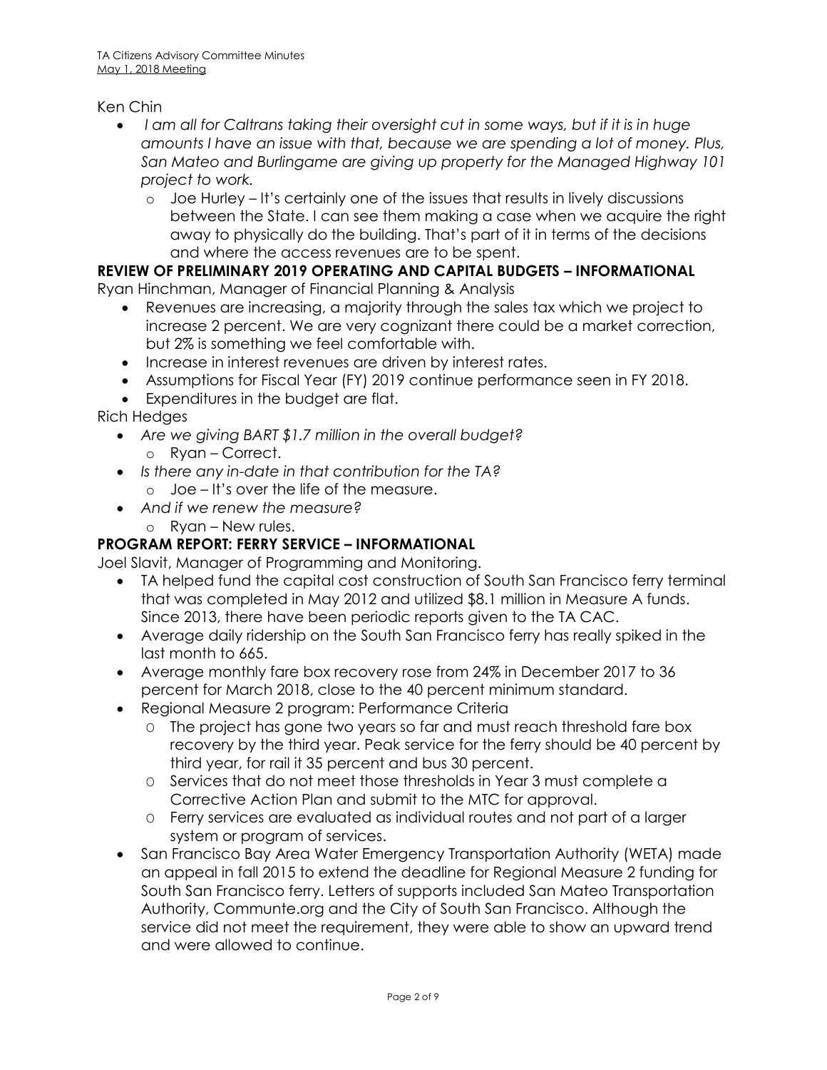Ken Chin

- *I am all for Caltrans taking their oversight cut in some ways, but if it is in huge amounts I have an issue with that, because we are spending a lot of money. Plus, San Mateo and Burlingame are giving up property for the Managed Highway 101 project to work.*
  - Joe Hurley – It's certainly one of the issues that results in lively discussions between the State. I can see them making a case when we acquire the right away to physically do the building. That's part of it in terms of the decisions and where the access revenues are to be spent.

**REVIEW OF PRELIMINARY 2019 OPERATING AND CAPITAL BUDGETS – INFORMATIONAL**

Ryan Hinchman, Manager of Financial Planning & Analysis

- Revenues are increasing, a majority through the sales tax which we project to increase 2 percent. We are very cognizant there could be a market correction, but 2% is something we feel comfortable with.
- Increase in interest revenues are driven by interest rates.
- Assumptions for Fiscal Year (FY) 2019 continue performance seen in FY 2018.
- Expenditures in the budget are flat.

Rich Hedges

- *Are we giving BART $1.7 million in the overall budget?*
  - Ryan – Correct.
- *Is there any in-date in that contribution for the TA?*
  - Joe – It's over the life of the measure.
- *And if we renew the measure?*
  - Ryan – New rules.

**PROGRAM REPORT: FERRY SERVICE – INFORMATIONAL**

Joel Slavit, Manager of Programming and Monitoring.

- TA helped fund the capital cost construction of South San Francisco ferry terminal that was completed in May 2012 and utilized $8.1 million in Measure A funds. Since 2013, there have been periodic reports given to the TA CAC.
- Average daily ridership on the South San Francisco ferry has really spiked in the last month to 665.
- Average monthly fare box recovery rose from 24% in December 2017 to 36 percent for March 2018, close to the 40 percent minimum standard.
- Regional Measure 2 program: Performance Criteria
  - The project has gone two years so far and must reach threshold fare box recovery by the third year. Peak service for the ferry should be 40 percent by third year, for rail it 35 percent and bus 30 percent.
  - Services that do not meet those thresholds in Year 3 must complete a Corrective Action Plan and submit to the MTC for approval.
  - Ferry services are evaluated as individual routes and not part of a larger system or program of services.
- San Francisco Bay Area Water Emergency Transportation Authority (WETA) made an appeal in fall 2015 to extend the deadline for Regional Measure 2 funding for South San Francisco ferry. Letters of supports included San Mateo Transportation Authority, Communte.org and the City of South San Francisco. Although the service did not meet the requirement, they were able to show an upward trend and were allowed to continue.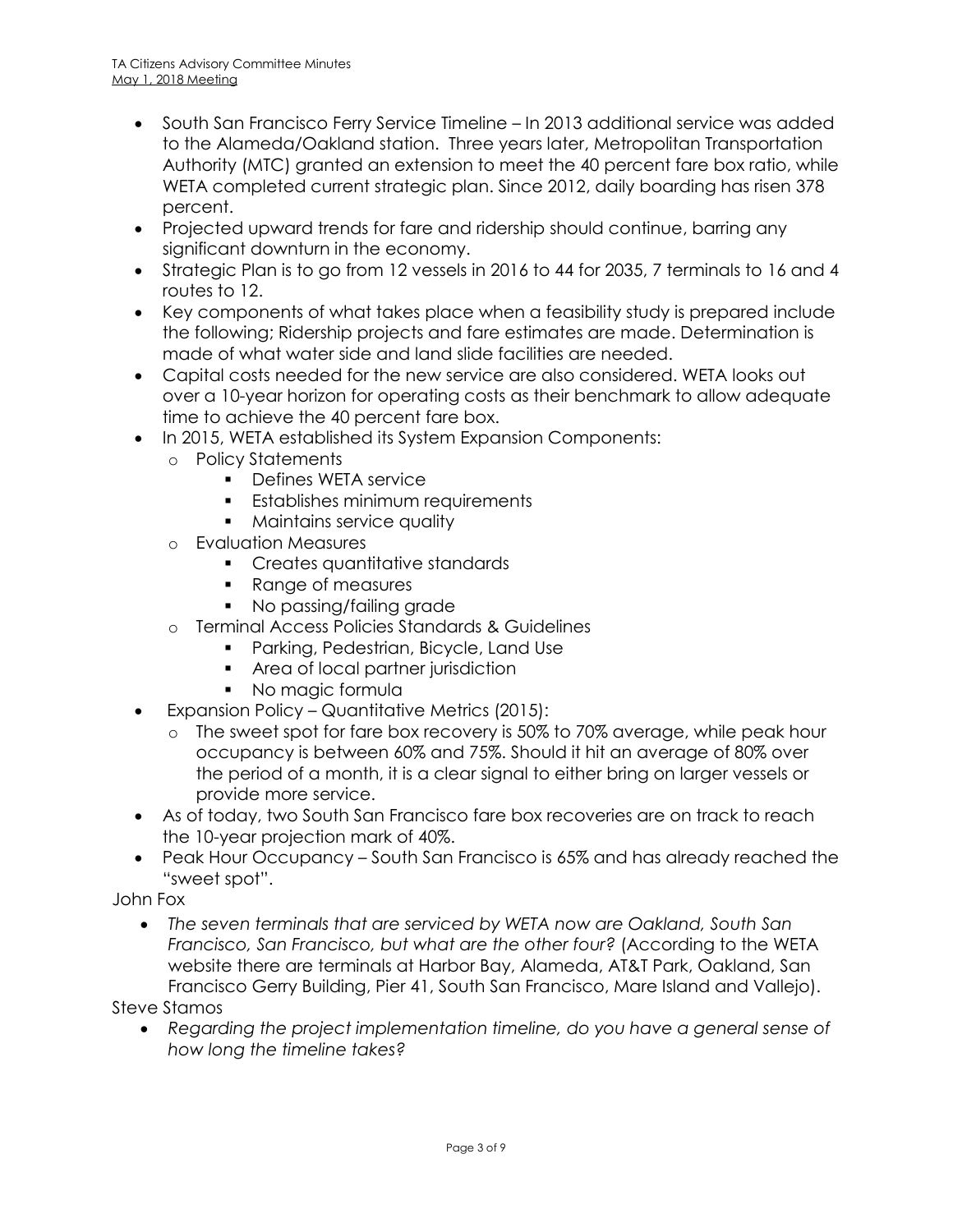- South San Francisco Ferry Service Timeline – In 2013 additional service was added to the Alameda/Oakland station. Three years later, Metropolitan Transportation Authority (MTC) granted an extension to meet the 40 percent fare box ratio, while WETA completed current strategic plan. Since 2012, daily boarding has risen 378 percent.
- Projected upward trends for fare and ridership should continue, barring any significant downturn in the economy.
- Strategic Plan is to go from 12 vessels in 2016 to 44 for 2035, 7 terminals to 16 and 4 routes to 12.
- Key components of what takes place when a feasibility study is prepared include the following; Ridership projects and fare estimates are made. Determination is made of what water side and land slide facilities are needed.
- Capital costs needed for the new service are also considered. WETA looks out over a 10-year horizon for operating costs as their benchmark to allow adequate time to achieve the 40 percent fare box.
- In 2015, WETA established its System Expansion Components:
  - Policy Statements
    - Defines WETA service
    - Establishes minimum requirements
    - Maintains service quality
  - Evaluation Measures
    - Creates quantitative standards
    - Range of measures
    - No passing/failing grade
  - Terminal Access Policies Standards & Guidelines
    - Parking, Pedestrian, Bicycle, Land Use
    - Area of local partner jurisdiction
    - No magic formula
- Expansion Policy – Quantitative Metrics (2015):
  - The sweet spot for fare box recovery is 50% to 70% average, while peak hour occupancy is between 60% and 75%. Should it hit an average of 80% over the period of a month, it is a clear signal to either bring on larger vessels or provide more service.
- As of today, two South San Francisco fare box recoveries are on track to reach the 10-year projection mark of 40%.
- Peak Hour Occupancy – South San Francisco is 65% and has already reached the "sweet spot".

John Fox

- *The seven terminals that are serviced by WETA now are Oakland, South San Francisco, San Francisco, but what are the other four?* (According to the WETA website there are terminals at Harbor Bay, Alameda, AT&T Park, Oakland, San Francisco Gerry Building, Pier 41, South San Francisco, Mare Island and Vallejo).

Steve Stamos

- *Regarding the project implementation timeline, do you have a general sense of how long the timeline takes?*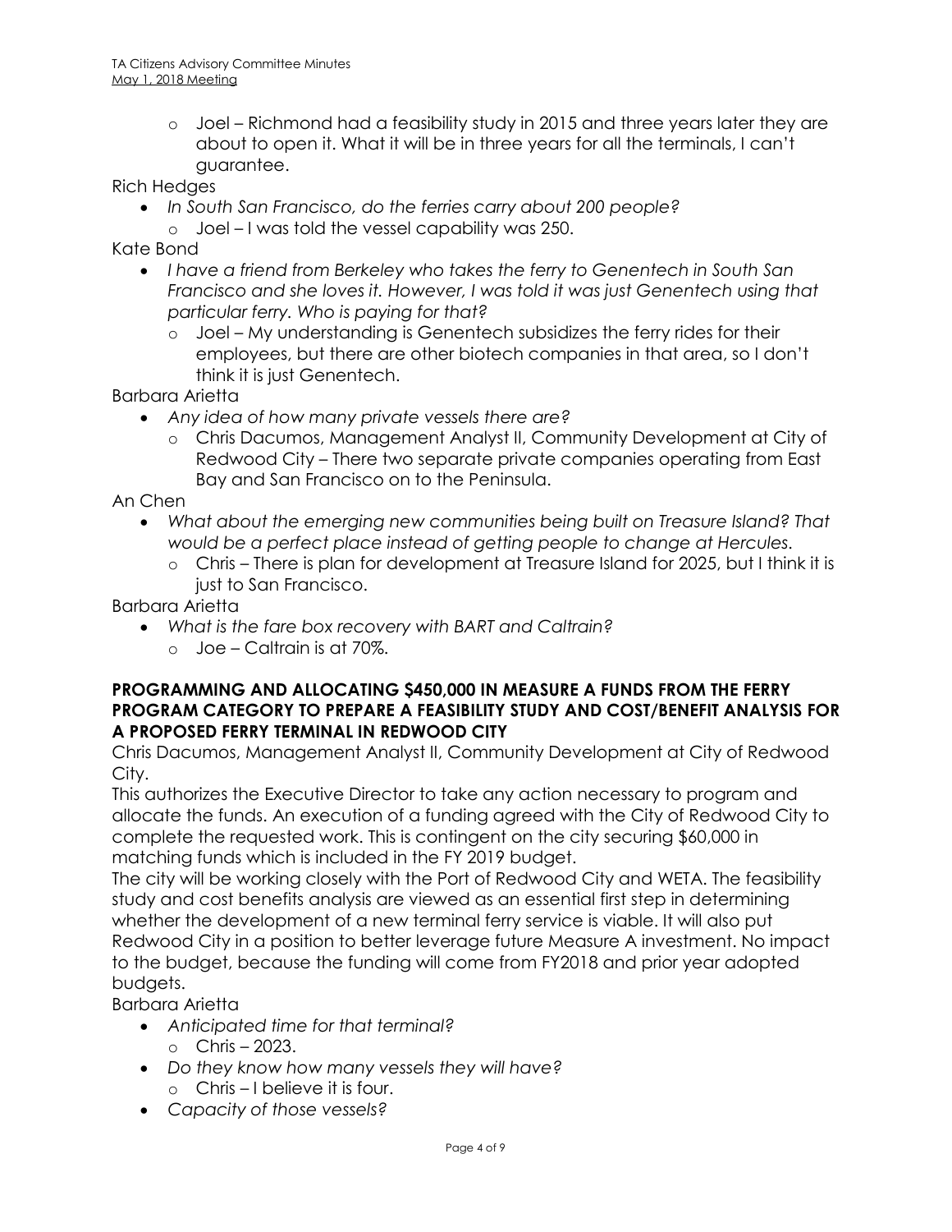- Joel – Richmond had a feasibility study in 2015 and three years later they are about to open it. What it will be in three years for all the terminals, I can't guarantee.

Rich Hedges

- *In South San Francisco, do the ferries carry about 200 people?*
  - Joel – I was told the vessel capability was 250.

Kate Bond

- *I have a friend from Berkeley who takes the ferry to Genentech in South San Francisco and she loves it. However, I was told it was just Genentech using that particular ferry. Who is paying for that?*
  - Joel – My understanding is Genentech subsidizes the ferry rides for their employees, but there are other biotech companies in that area, so I don't think it is just Genentech.

Barbara Arietta

- *Any idea of how many private vessels there are?*
  - Chris Dacumos, Management Analyst II, Community Development at City of Redwood City – There two separate private companies operating from East Bay and San Francisco on to the Peninsula.

An Chen

- *What about the emerging new communities being built on Treasure Island? That would be a perfect place instead of getting people to change at Hercules.*
  - Chris – There is plan for development at Treasure Island for 2025, but I think it is just to San Francisco.

Barbara Arietta

- *What is the fare box recovery with BART and Caltrain?*
  - Joe – Caltrain is at 70%.

**PROGRAMMING AND ALLOCATING $450,000 IN MEASURE A FUNDS FROM THE FERRY PROGRAM CATEGORY TO PREPARE A FEASIBILITY STUDY AND COST/BENEFIT ANALYSIS FOR A PROPOSED FERRY TERMINAL IN REDWOOD CITY**

Chris Dacumos, Management Analyst II, Community Development at City of Redwood City.

This authorizes the Executive Director to take any action necessary to program and allocate the funds. An execution of a funding agreed with the City of Redwood City to complete the requested work. This is contingent on the city securing $60,000 in matching funds which is included in the FY 2019 budget.

The city will be working closely with the Port of Redwood City and WETA. The feasibility study and cost benefits analysis are viewed as an essential first step in determining whether the development of a new terminal ferry service is viable. It will also put Redwood City in a position to better leverage future Measure A investment. No impact to the budget, because the funding will come from FY2018 and prior year adopted budgets.

Barbara Arietta

- *Anticipated time for that terminal?*
  - Chris – 2023.
- *Do they know how many vessels they will have?*
  - Chris – I believe it is four.
- *Capacity of those vessels?*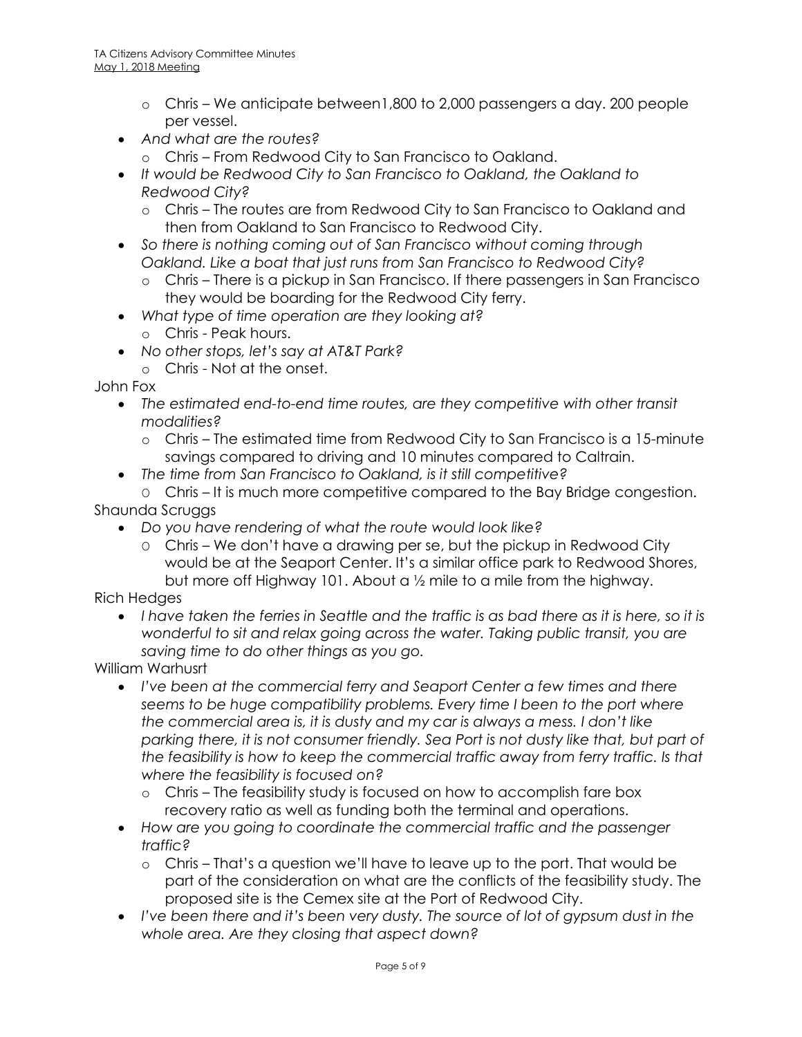- Chris – We anticipate between1,800 to 2,000 passengers a day. 200 people per vessel.
- *And what are the routes?*
  - Chris – From Redwood City to San Francisco to Oakland.
- *It would be Redwood City to San Francisco to Oakland, the Oakland to Redwood City?*
  - Chris – The routes are from Redwood City to San Francisco to Oakland and then from Oakland to San Francisco to Redwood City.
- *So there is nothing coming out of San Francisco without coming through Oakland. Like a boat that just runs from San Francisco to Redwood City?*
  - Chris – There is a pickup in San Francisco. If there passengers in San Francisco they would be boarding for the Redwood City ferry.
- *What type of time operation are they looking at?*
  - Chris - Peak hours.
- *No other stops, let's say at AT&T Park?*
  - Chris - Not at the onset.

John Fox

- *The estimated end-to-end time routes, are they competitive with other transit modalities?*
  - Chris – The estimated time from Redwood City to San Francisco is a 15-minute savings compared to driving and 10 minutes compared to Caltrain.
- *The time from San Francisco to Oakland, is it still competitive?*
  - Chris – It is much more competitive compared to the Bay Bridge congestion.

Shaunda Scruggs

- *Do you have rendering of what the route would look like?*
  - Chris – We don't have a drawing per se, but the pickup in Redwood City would be at the Seaport Center. It's a similar office park to Redwood Shores, but more off Highway 101. About a ½ mile to a mile from the highway.

Rich Hedges

- *I have taken the ferries in Seattle and the traffic is as bad there as it is here, so it is wonderful to sit and relax going across the water. Taking public transit, you are saving time to do other things as you go.*

William Warhusrt

- *I've been at the commercial ferry and Seaport Center a few times and there seems to be huge compatibility problems. Every time I been to the port where the commercial area is, it is dusty and my car is always a mess. I don't like parking there, it is not consumer friendly. Sea Port is not dusty like that, but part of the feasibility is how to keep the commercial traffic away from ferry traffic. Is that where the feasibility is focused on?*
  - Chris – The feasibility study is focused on how to accomplish fare box recovery ratio as well as funding both the terminal and operations.
- *How are you going to coordinate the commercial traffic and the passenger traffic?*
  - Chris – That's a question we'll have to leave up to the port. That would be part of the consideration on what are the conflicts of the feasibility study. The proposed site is the Cemex site at the Port of Redwood City.
- *I've been there and it's been very dusty. The source of lot of gypsum dust in the whole area. Are they closing that aspect down?*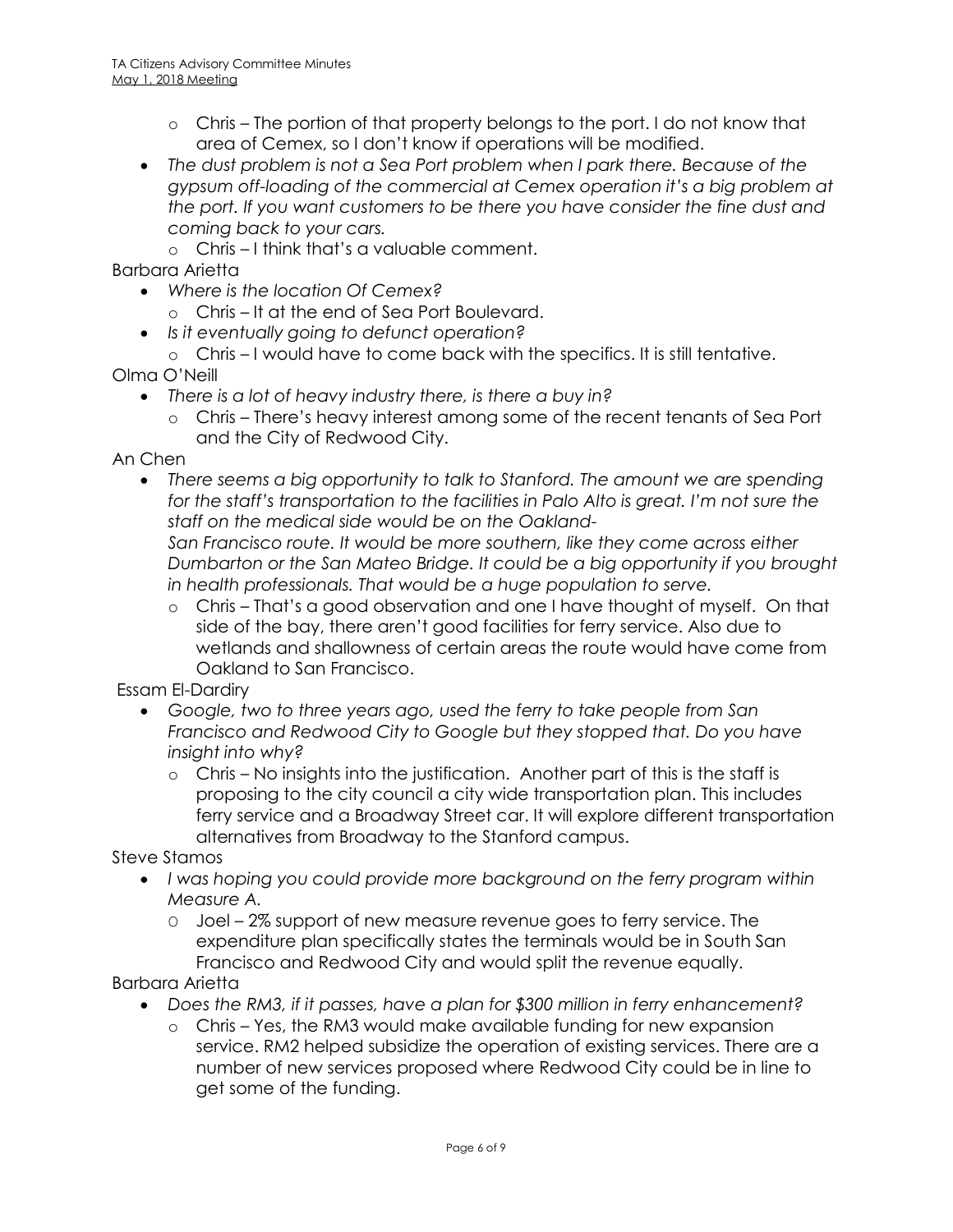- Chris – The portion of that property belongs to the port. I do not know that area of Cemex, so I don't know if operations will be modified.
- *The dust problem is not a Sea Port problem when I park there. Because of the gypsum off-loading of the commercial at Cemex operation it's a big problem at the port. If you want customers to be there you have consider the fine dust and coming back to your cars.*
  - Chris – I think that's a valuable comment.

Barbara Arietta

- *Where is the location Of Cemex?*
  - Chris – It at the end of Sea Port Boulevard.
- *Is it eventually going to defunct operation?*
  - Chris – I would have to come back with the specifics. It is still tentative.

Olma O'Neill

- *There is a lot of heavy industry there, is there a buy in?*
  - Chris – There's heavy interest among some of the recent tenants of Sea Port and the City of Redwood City.

An Chen

- *There seems a big opportunity to talk to Stanford. The amount we are spending for the staff's transportation to the facilities in Palo Alto is great. I'm not sure the staff on the medical side would be on the Oakland-San Francisco route. It would be more southern, like they come across either Dumbarton or the San Mateo Bridge. It could be a big opportunity if you brought in health professionals. That would be a huge population to serve.*
  - Chris – That's a good observation and one I have thought of myself. On that side of the bay, there aren't good facilities for ferry service. Also due to wetlands and shallowness of certain areas the route would have come from Oakland to San Francisco.

Essam El-Dardiry

- *Google, two to three years ago, used the ferry to take people from San Francisco and Redwood City to Google but they stopped that. Do you have insight into why?*
  - Chris – No insights into the justification. Another part of this is the staff is proposing to the city council a city wide transportation plan. This includes ferry service and a Broadway Street car. It will explore different transportation alternatives from Broadway to the Stanford campus.

Steve Stamos

- *I was hoping you could provide more background on the ferry program within Measure A.*
  - Joel – 2% support of new measure revenue goes to ferry service. The expenditure plan specifically states the terminals would be in South San Francisco and Redwood City and would split the revenue equally.

Barbara Arietta

- *Does the RM3, if it passes, have a plan for $300 million in ferry enhancement?*
  - Chris – Yes, the RM3 would make available funding for new expansion service. RM2 helped subsidize the operation of existing services. There are a number of new services proposed where Redwood City could be in line to get some of the funding.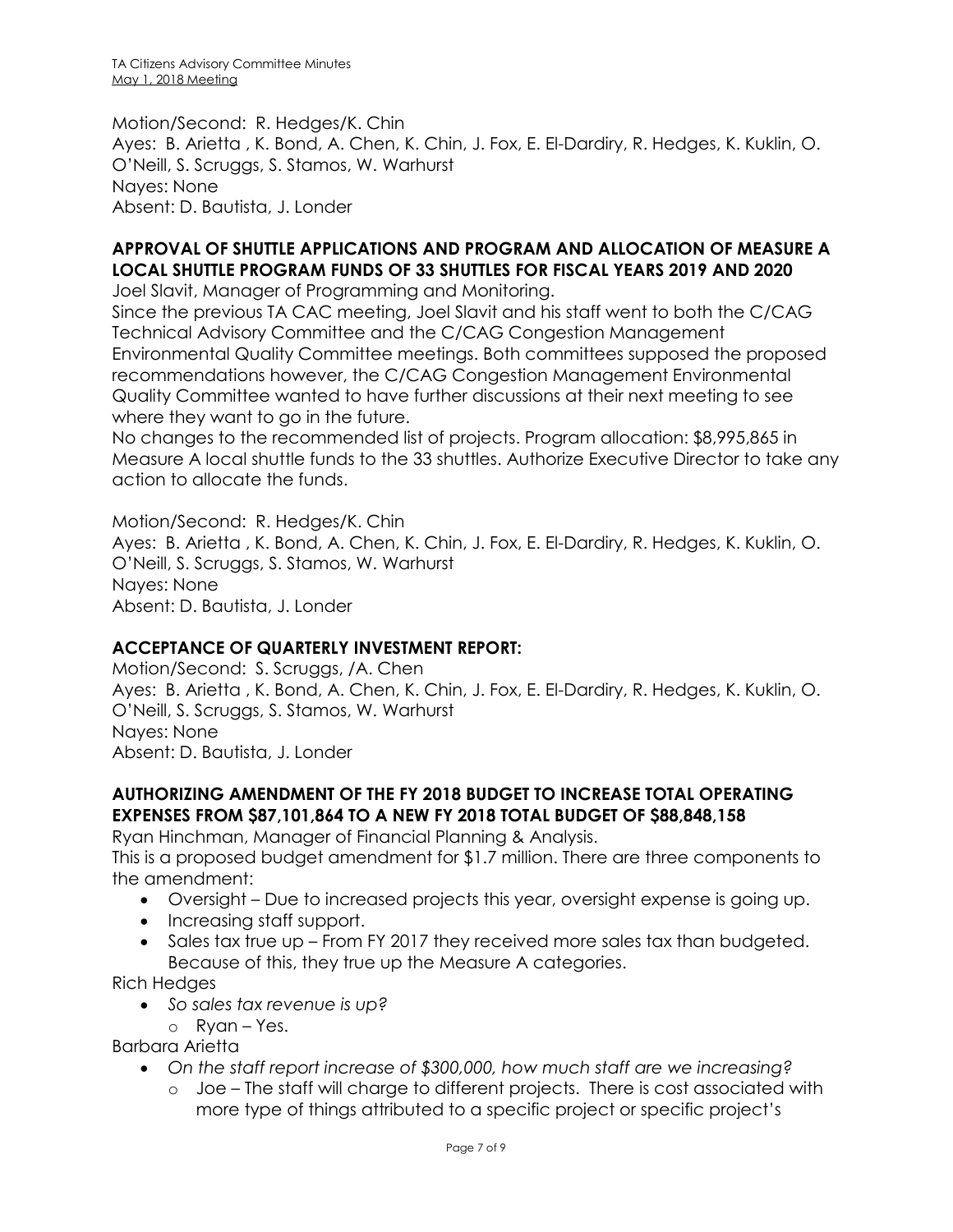Motion/Second: R. Hedges/K. Chin
Ayes: B. Arietta , K. Bond, A. Chen, K. Chin, J. Fox, E. El-Dardiry, R. Hedges, K. Kuklin, O. O'Neill, S. Scruggs, S. Stamos, W. Warhurst
Nayes: None
Absent: D. Bautista, J. Londer

## APPROVAL OF SHUTTLE APPLICATIONS AND PROGRAM AND ALLOCATION OF MEASURE A LOCAL SHUTTLE PROGRAM FUNDS OF 33 SHUTTLES FOR FISCAL YEARS 2019 AND 2020

Joel Slavit, Manager of Programming and Monitoring.
Since the previous TA CAC meeting, Joel Slavit and his staff went to both the C/CAG Technical Advisory Committee and the C/CAG Congestion Management Environmental Quality Committee meetings. Both committees supposed the proposed recommendations however, the C/CAG Congestion Management Environmental Quality Committee wanted to have further discussions at their next meeting to see where they want to go in the future.
No changes to the recommended list of projects. Program allocation: $8,995,865 in Measure A local shuttle funds to the 33 shuttles. Authorize Executive Director to take any action to allocate the funds.

Motion/Second: R. Hedges/K. Chin
Ayes: B. Arietta , K. Bond, A. Chen, K. Chin, J. Fox, E. El-Dardiry, R. Hedges, K. Kuklin, O. O'Neill, S. Scruggs, S. Stamos, W. Warhurst
Nayes: None
Absent: D. Bautista, J. Londer

## ACCEPTANCE OF QUARTERLY INVESTMENT REPORT:

Motion/Second: S. Scruggs, /A. Chen
Ayes: B. Arietta , K. Bond, A. Chen, K. Chin, J. Fox, E. El-Dardiry, R. Hedges, K. Kuklin, O. O'Neill, S. Scruggs, S. Stamos, W. Warhurst
Nayes: None
Absent: D. Bautista, J. Londer

## AUTHORIZING AMENDMENT OF THE FY 2018 BUDGET TO INCREASE TOTAL OPERATING EXPENSES FROM $87,101,864 TO A NEW FY 2018 TOTAL BUDGET OF $88,848,158

Ryan Hinchman, Manager of Financial Planning & Analysis.
This is a proposed budget amendment for $1.7 million. There are three components to the amendment:

- Oversight – Due to increased projects this year, oversight expense is going up.
- Increasing staff support.
- Sales tax true up – From FY 2017 they received more sales tax than budgeted. Because of this, they true up the Measure A categories.

Rich Hedges

- *So sales tax revenue is up?*
    - Ryan – Yes.

Barbara Arietta

- *On the staff report increase of $300,000, how much staff are we increasing?*
    - Joe – The staff will charge to different projects. There is cost associated with more type of things attributed to a specific project or specific project's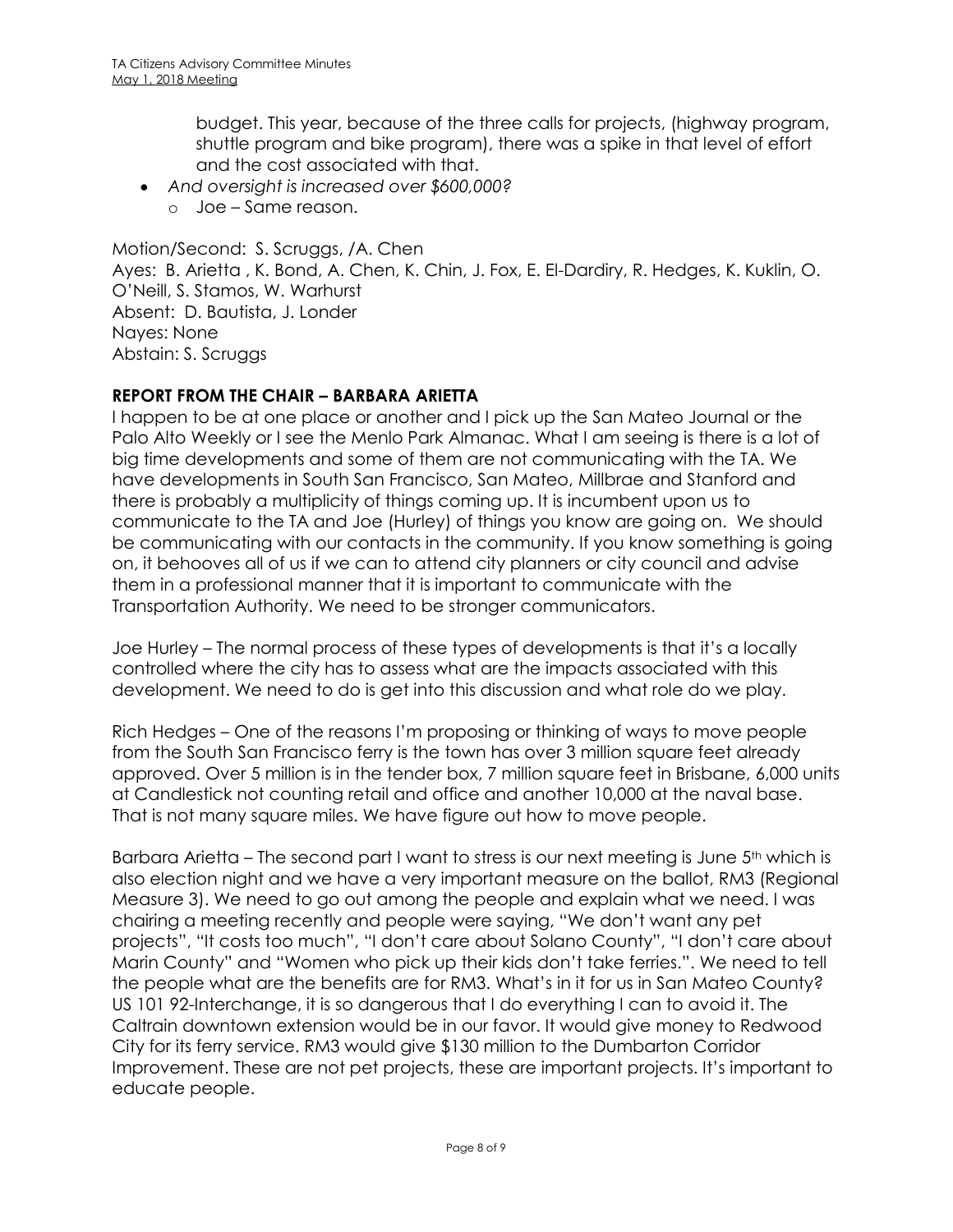budget. This year, because of the three calls for projects, (highway program, shuttle program and bike program), there was a spike in that level of effort and the cost associated with that.

- *And oversight is increased over $600,000?*
  - Joe – Same reason.

Motion/Second: S. Scruggs, /A. Chen
Ayes: B. Arietta , K. Bond, A. Chen, K. Chin, J. Fox, E. El-Dardiry, R. Hedges, K. Kuklin, O. O'Neill, S. Stamos, W. Warhurst
Absent: D. Bautista, J. Londer
Nayes: None
Abstain: S. Scruggs

**REPORT FROM THE CHAIR – BARBARA ARIETTA**

I happen to be at one place or another and I pick up the San Mateo Journal or the Palo Alto Weekly or I see the Menlo Park Almanac. What I am seeing is there is a lot of big time developments and some of them are not communicating with the TA. We have developments in South San Francisco, San Mateo, Millbrae and Stanford and there is probably a multiplicity of things coming up. It is incumbent upon us to communicate to the TA and Joe (Hurley) of things you know are going on. We should be communicating with our contacts in the community. If you know something is going on, it behooves all of us if we can to attend city planners or city council and advise them in a professional manner that it is important to communicate with the Transportation Authority. We need to be stronger communicators.

Joe Hurley – The normal process of these types of developments is that it's a locally controlled where the city has to assess what are the impacts associated with this development. We need to do is get into this discussion and what role do we play.

Rich Hedges – One of the reasons I'm proposing or thinking of ways to move people from the South San Francisco ferry is the town has over 3 million square feet already approved. Over 5 million is in the tender box, 7 million square feet in Brisbane, 6,000 units at Candlestick not counting retail and office and another 10,000 at the naval base. That is not many square miles. We have figure out how to move people.

Barbara Arietta – The second part I want to stress is our next meeting is June 5th which is also election night and we have a very important measure on the ballot, RM3 (Regional Measure 3). We need to go out among the people and explain what we need. I was chairing a meeting recently and people were saying, "We don't want any pet projects", "It costs too much", "I don't care about Solano County", "I don't care about Marin County" and "Women who pick up their kids don't take ferries.". We need to tell the people what are the benefits are for RM3. What's in it for us in San Mateo County? US 101 92-Interchange, it is so dangerous that I do everything I can to avoid it. The Caltrain downtown extension would be in our favor. It would give money to Redwood City for its ferry service. RM3 would give $130 million to the Dumbarton Corridor Improvement. These are not pet projects, these are important projects. It's important to educate people.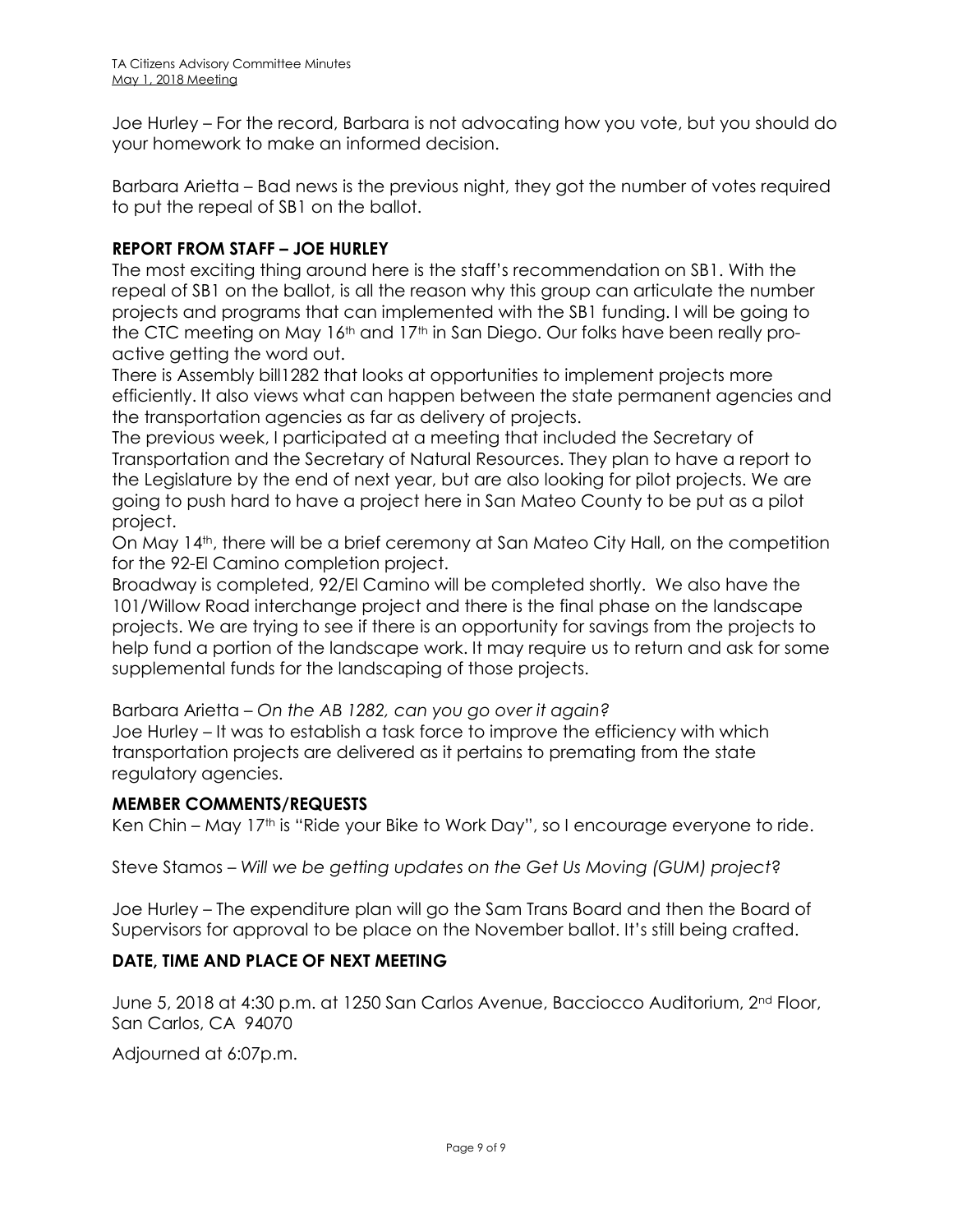Joe Hurley – For the record, Barbara is not advocating how you vote, but you should do your homework to make an informed decision.

Barbara Arietta – Bad news is the previous night, they got the number of votes required to put the repeal of SB1 on the ballot.

## REPORT FROM STAFF – JOE HURLEY

The most exciting thing around here is the staff's recommendation on SB1. With the repeal of SB1 on the ballot, is all the reason why this group can articulate the number projects and programs that can implemented with the SB1 funding. I will be going to the CTC meeting on May 16th and 17th in San Diego. Our folks have been really pro-active getting the word out.

There is Assembly bill1282 that looks at opportunities to implement projects more efficiently. It also views what can happen between the state permanent agencies and the transportation agencies as far as delivery of projects.

The previous week, I participated at a meeting that included the Secretary of Transportation and the Secretary of Natural Resources. They plan to have a report to the Legislature by the end of next year, but are also looking for pilot projects. We are going to push hard to have a project here in San Mateo County to be put as a pilot project.

On May 14th, there will be a brief ceremony at San Mateo City Hall, on the competition for the 92-El Camino completion project.

Broadway is completed, 92/El Camino will be completed shortly. We also have the 101/Willow Road interchange project and there is the final phase on the landscape projects. We are trying to see if there is an opportunity for savings from the projects to help fund a portion of the landscape work. It may require us to return and ask for some supplemental funds for the landscaping of those projects.

Barbara Arietta – *On the AB 1282, can you go over it again?*

Joe Hurley – It was to establish a task force to improve the efficiency with which transportation projects are delivered as it pertains to premating from the state regulatory agencies.

## MEMBER COMMENTS/REQUESTS

Ken Chin – May 17th is "Ride your Bike to Work Day", so I encourage everyone to ride.

Steve Stamos – *Will we be getting updates on the Get Us Moving (GUM) project?*

Joe Hurley – The expenditure plan will go the Sam Trans Board and then the Board of Supervisors for approval to be place on the November ballot. It's still being crafted.

## DATE, TIME AND PLACE OF NEXT MEETING

June 5, 2018 at 4:30 p.m. at 1250 San Carlos Avenue, Bacciocco Auditorium, 2nd Floor, San Carlos, CA 94070

Adjourned at 6:07p.m.